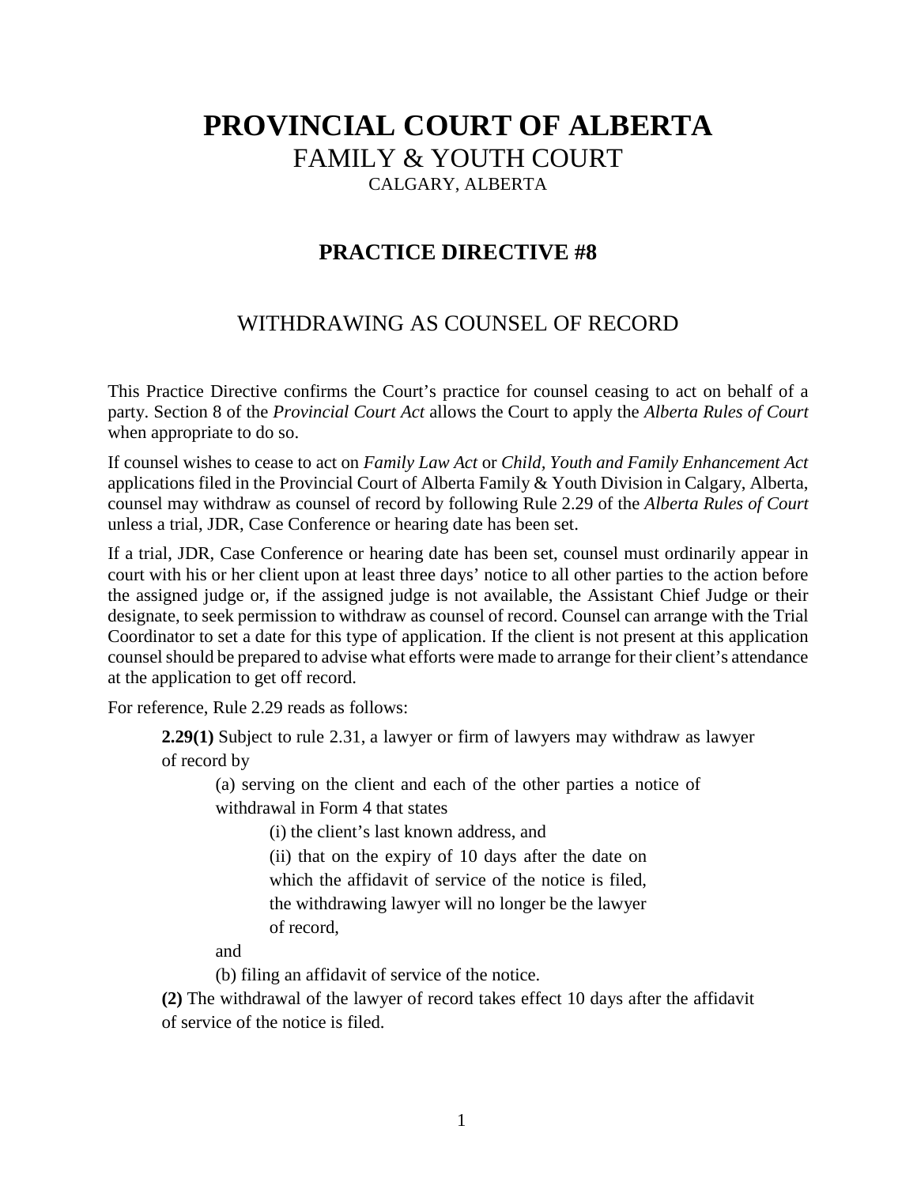# PROVINCIAL COURT OF ALBERTA

FAMILY & YOUTH COURT

CALGARY, ALBERTA

## PRACTICE DIRECTIVE #8

### WITHDRAWING AS COUNSEL OF RECORD

This Practice Directive confirms the Court's practice for counsel ceasing to act on behalf of a party. Section 8 of the *Provincial Court Act* allows the Court to apply the *Alberta Rules of Court* when appropriate to do so.

If counsel wishes to cease to act on *Family Law Act* or *Child, Youth and Family Enhancement Act* applications filed in the Provincial Court of Alberta Family & Youth Division in Calgary, Alberta, counsel may withdraw as counsel of record by following Rule 2.29 of the *Alberta Rules of Court* unless a trial, JDR, Case Conference or hearing date has been set.

If a trial, JDR, Case Conference or hearing date has been set, counsel must ordinarily appear in court with his or her client upon at least three days' notice to all other parties to the action before the assigned judge or, if the assigned judge is not available, the Assistant Chief Judge or their designate, to seek permission to withdraw as counsel of record. Counsel can arrange with the Trial Coordinator to set a date for this type of application. If the client is not present at this application counsel should be prepared to advise what efforts were made to arrange for their client's attendance at the application to get off record.

For reference, Rule 2.29 reads as follows:

> **2.29(1)** Subject to rule 2.31, a lawyer or firm of lawyers may withdraw as lawyer of record by
>
> (a) serving on the client and each of the other parties a notice of withdrawal in Form 4 that states
>
> (i) the client's last known address, and
>
> (ii) that on the expiry of 10 days after the date on which the affidavit of service of the notice is filed, the withdrawing lawyer will no longer be the lawyer of record,
>
> and
>
> (b) filing an affidavit of service of the notice.
>
> **(2)** The withdrawal of the lawyer of record takes effect 10 days after the affidavit of service of the notice is filed.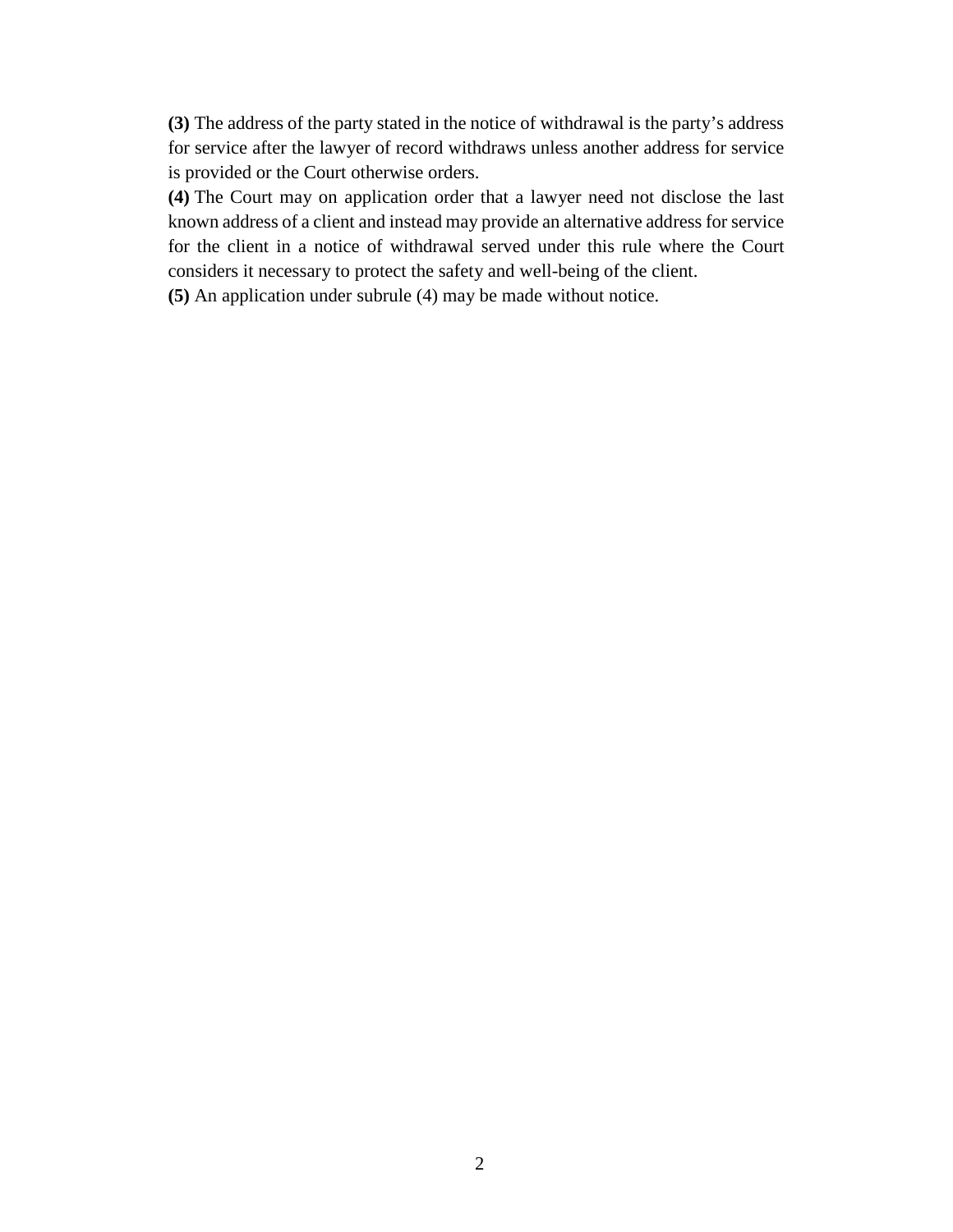**(3)** The address of the party stated in the notice of withdrawal is the party's address for service after the lawyer of record withdraws unless another address for service is provided or the Court otherwise orders.

**(4)** The Court may on application order that a lawyer need not disclose the last known address of a client and instead may provide an alternative address for service for the client in a notice of withdrawal served under this rule where the Court considers it necessary to protect the safety and well-being of the client.

**(5)** An application under subrule (4) may be made without notice.